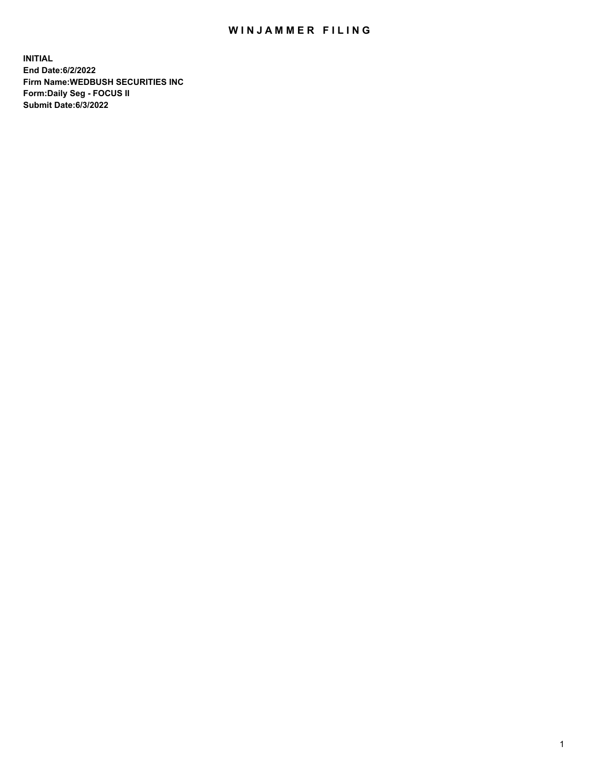# WINJAMMER FILING

**INITIAL**
**End Date:6/2/2022**
**Firm Name:WEDBUSH SECURITIES INC**
**Form:Daily Seg - FOCUS II**
**Submit Date:6/3/2022**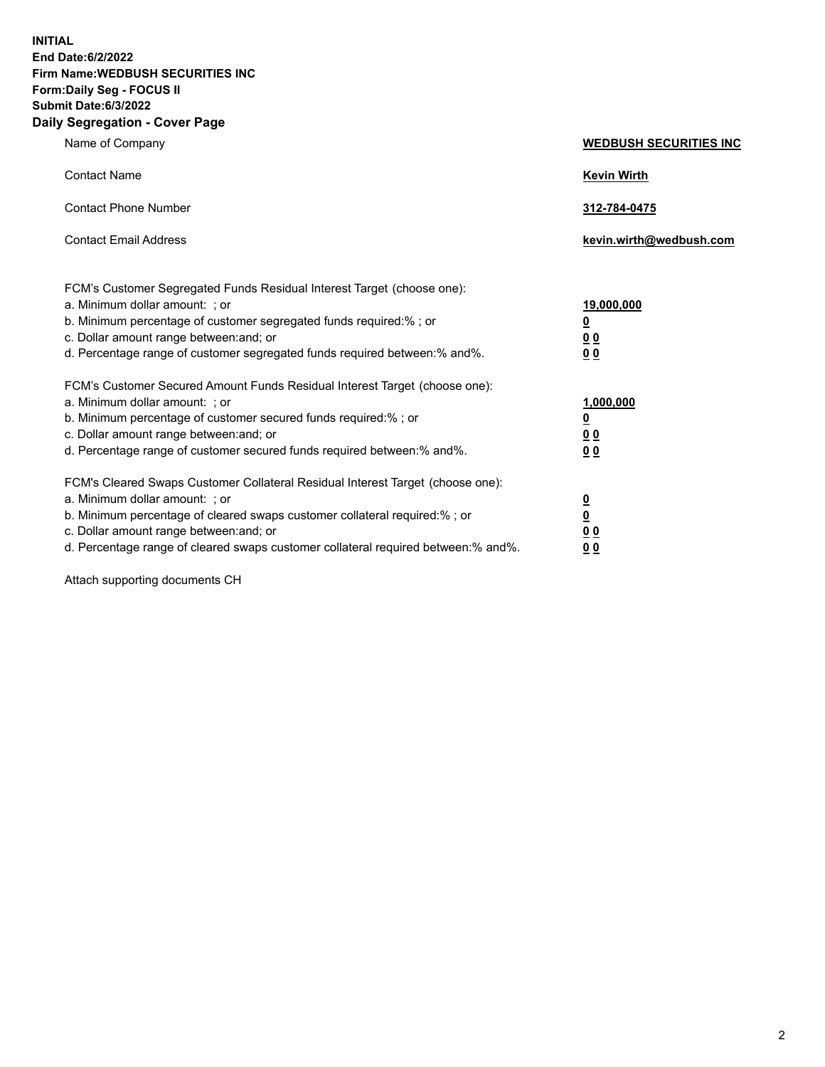**INITIAL**
**End Date:6/2/2022**
**Firm Name:WEDBUSH SECURITIES INC**
**Form:Daily Seg - FOCUS II**
**Submit Date:6/3/2022**

## Daily Segregation - Cover Page

| | |
|---|---|
| Name of Company | **WEDBUSH SECURITIES INC** |
| Contact Name | **Kevin Wirth** |
| Contact Phone Number | **312-784-0475** |
| Contact Email Address | **kevin.wirth@wedbush.com** |

| | |
|---|---|
| FCM's Customer Segregated Funds Residual Interest Target (choose one): | |
| a. Minimum dollar amount: ; or | **19,000,000** |
| b. Minimum percentage of customer segregated funds required:% ; or | **0** |
| c. Dollar amount range between:and; or | **0 0** |
| d. Percentage range of customer segregated funds required between:% and%. | **0 0** |
| FCM's Customer Secured Amount Funds Residual Interest Target (choose one): | |
| a. Minimum dollar amount: ; or | **1,000,000** |
| b. Minimum percentage of customer secured funds required:% ; or | **0** |
| c. Dollar amount range between:and; or | **0 0** |
| d. Percentage range of customer secured funds required between:% and%. | **0 0** |
| FCM's Cleared Swaps Customer Collateral Residual Interest Target (choose one): | |
| a. Minimum dollar amount: ; or | **0** |
| b. Minimum percentage of cleared swaps customer collateral required:% ; or | **0** |
| c. Dollar amount range between:and; or | **0 0** |
| d. Percentage range of cleared swaps customer collateral required between:% and%. | **0 0** |

Attach supporting documents CH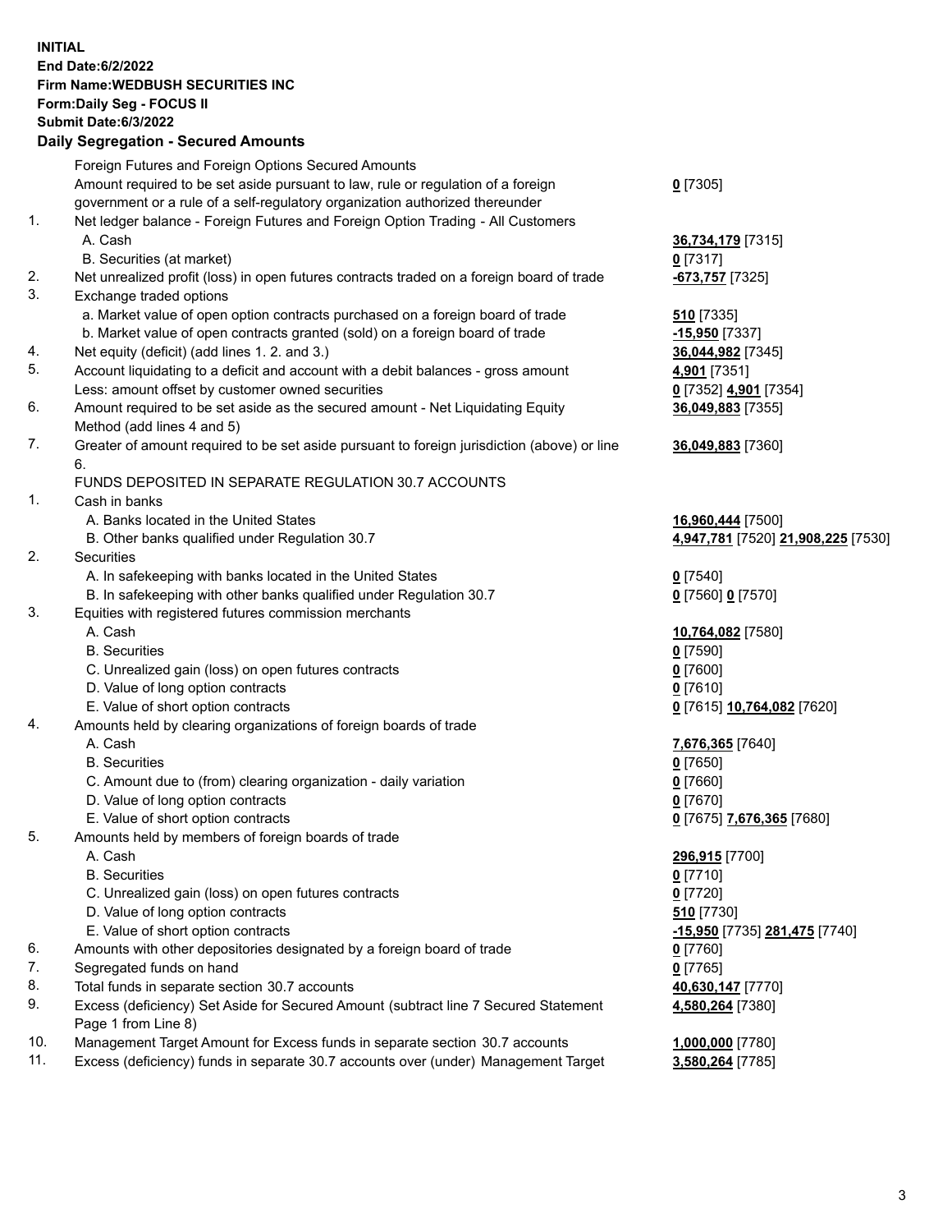**INITIAL**
**End Date:6/2/2022**
**Firm Name:WEDBUSH SECURITIES INC**
**Form:Daily Seg - FOCUS II**
**Submit Date:6/3/2022**

## Daily Segregation - Secured Amounts

| | | |
|---|---|---|
| | Foreign Futures and Foreign Options Secured Amounts | |
| | Amount required to be set aside pursuant to law, rule or regulation of a foreign government or a rule of a self-regulatory organization authorized thereunder | **0** [7305] |
| 1. | Net ledger balance - Foreign Futures and Foreign Option Trading - All Customers | |
| | A. Cash | **36,734,179** [7315] |
| | B. Securities (at market) | **0** [7317] |
| 2. | Net unrealized profit (loss) in open futures contracts traded on a foreign board of trade | **-673,757** [7325] |
| 3. | Exchange traded options | |
| | a. Market value of open option contracts purchased on a foreign board of trade | **510** [7335] |
| | b. Market value of open contracts granted (sold) on a foreign board of trade | **-15,950** [7337] |
| 4. | Net equity (deficit) (add lines 1. 2. and 3.) | **36,044,982** [7345] |
| 5. | Account liquidating to a deficit and account with a debit balances - gross amount | **4,901** [7351] |
| | Less: amount offset by customer owned securities | **0** [7352] **4,901** [7354] |
| 6. | Amount required to be set aside as the secured amount - Net Liquidating Equity Method (add lines 4 and 5) | **36,049,883** [7355] |
| 7. | Greater of amount required to be set aside pursuant to foreign jurisdiction (above) or line 6. | **36,049,883** [7360] |
| | FUNDS DEPOSITED IN SEPARATE REGULATION 30.7 ACCOUNTS | |
| 1. | Cash in banks | |
| | A. Banks located in the United States | **16,960,444** [7500] |
| | B. Other banks qualified under Regulation 30.7 | **4,947,781** [7520] **21,908,225** [7530] |
| 2. | Securities | |
| | A. In safekeeping with banks located in the United States | **0** [7540] |
| | B. In safekeeping with other banks qualified under Regulation 30.7 | **0** [7560] **0** [7570] |
| 3. | Equities with registered futures commission merchants | |
| | A. Cash | **10,764,082** [7580] |
| | B. Securities | **0** [7590] |
| | C. Unrealized gain (loss) on open futures contracts | **0** [7600] |
| | D. Value of long option contracts | **0** [7610] |
| | E. Value of short option contracts | **0** [7615] **10,764,082** [7620] |
| 4. | Amounts held by clearing organizations of foreign boards of trade | |
| | A. Cash | **7,676,365** [7640] |
| | B. Securities | **0** [7650] |
| | C. Amount due to (from) clearing organization - daily variation | **0** [7660] |
| | D. Value of long option contracts | **0** [7670] |
| | E. Value of short option contracts | **0** [7675] **7,676,365** [7680] |
| 5. | Amounts held by members of foreign boards of trade | |
| | A. Cash | **296,915** [7700] |
| | B. Securities | **0** [7710] |
| | C. Unrealized gain (loss) on open futures contracts | **0** [7720] |
| | D. Value of long option contracts | **510** [7730] |
| | E. Value of short option contracts | **-15,950** [7735] **281,475** [7740] |
| 6. | Amounts with other depositories designated by a foreign board of trade | **0** [7760] |
| 7. | Segregated funds on hand | **0** [7765] |
| 8. | Total funds in separate section 30.7 accounts | **40,630,147** [7770] |
| 9. | Excess (deficiency) Set Aside for Secured Amount (subtract line 7 Secured Statement Page 1 from Line 8) | **4,580,264** [7380] |
| 10. | Management Target Amount for Excess funds in separate section 30.7 accounts | **1,000,000** [7780] |
| 11. | Excess (deficiency) funds in separate 30.7 accounts over (under) Management Target | **3,580,264** [7785] |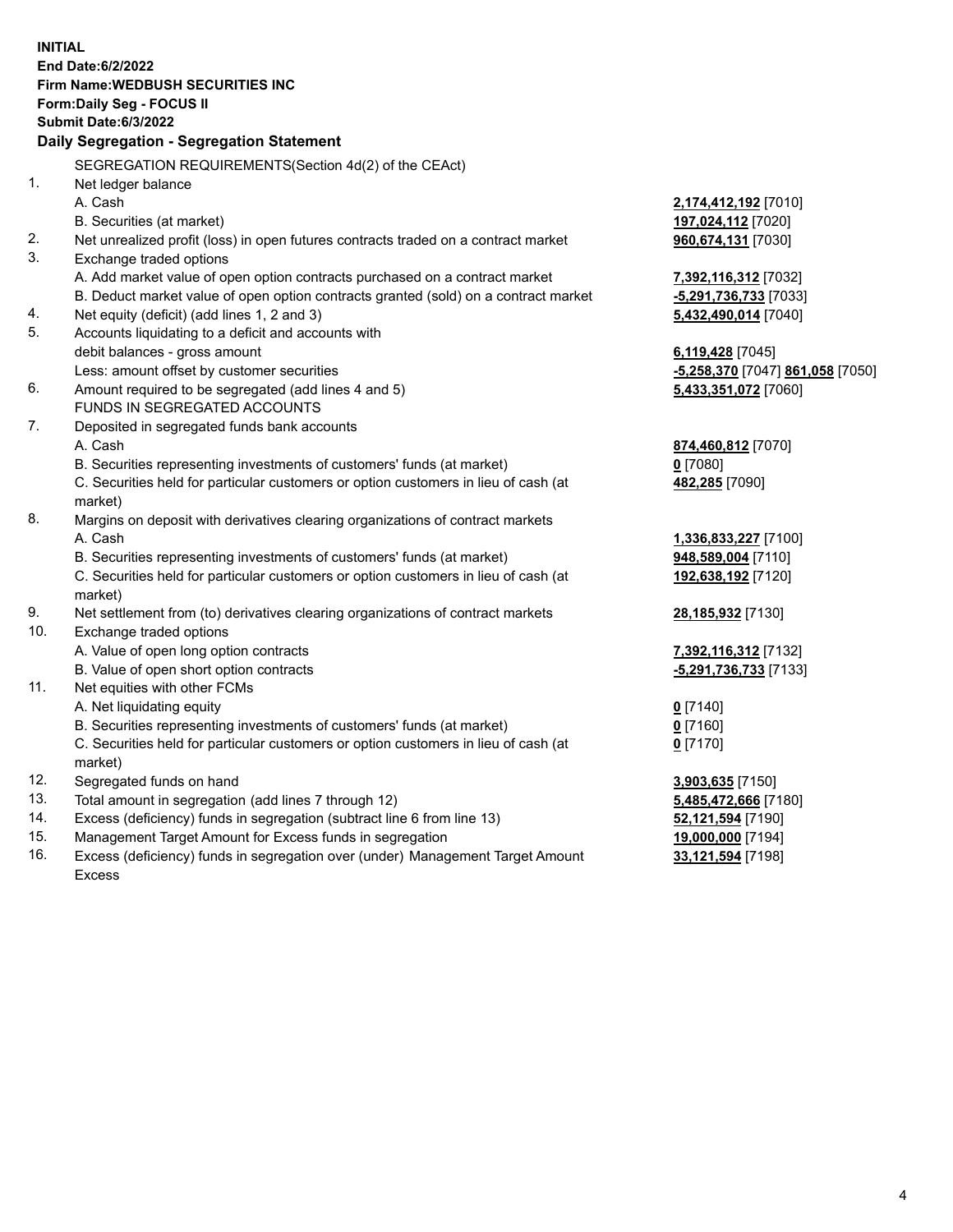**INITIAL**
**End Date:6/2/2022**
**Firm Name:WEDBUSH SECURITIES INC**
**Form:Daily Seg - FOCUS II**
**Submit Date:6/3/2022**

## Daily Segregation - Segregation Statement

SEGREGATION REQUIREMENTS(Section 4d(2) of the CEAct)

1. Net ledger balance
   - A. Cash — **2,174,412,192** [7010]
   - B. Securities (at market) — **197,024,112** [7020]
2. Net unrealized profit (loss) in open futures contracts traded on a contract market — **960,674,131** [7030]
3. Exchange traded options
   - A. Add market value of open option contracts purchased on a contract market — **7,392,116,312** [7032]
   - B. Deduct market value of open option contracts granted (sold) on a contract market — **-5,291,736,733** [7033]
4. Net equity (deficit) (add lines 1, 2 and 3) — **5,432,490,014** [7040]
5. Accounts liquidating to a deficit and accounts with debit balances - gross amount — **6,119,428** [7045]
   - Less: amount offset by customer securities — **-5,258,370** [7047] **861,058** [7050]
6. Amount required to be segregated (add lines 4 and 5) — **5,433,351,072** [7060]

FUNDS IN SEGREGATED ACCOUNTS

7. Deposited in segregated funds bank accounts
   - A. Cash — **874,460,812** [7070]
   - B. Securities representing investments of customers' funds (at market) — **0** [7080]
   - C. Securities held for particular customers or option customers in lieu of cash (at market) — **482,285** [7090]
8. Margins on deposit with derivatives clearing organizations of contract markets
   - A. Cash — **1,336,833,227** [7100]
   - B. Securities representing investments of customers' funds (at market) — **948,589,004** [7110]
   - C. Securities held for particular customers or option customers in lieu of cash (at market) — **192,638,192** [7120]
9. Net settlement from (to) derivatives clearing organizations of contract markets — **28,185,932** [7130]
10. Exchange traded options
    - A. Value of open long option contracts — **7,392,116,312** [7132]
    - B. Value of open short option contracts — **-5,291,736,733** [7133]
11. Net equities with other FCMs
    - A. Net liquidating equity — **0** [7140]
    - B. Securities representing investments of customers' funds (at market) — **0** [7160]
    - C. Securities held for particular customers or option customers in lieu of cash (at market) — **0** [7170]
12. Segregated funds on hand — **3,903,635** [7150]
13. Total amount in segregation (add lines 7 through 12) — **5,485,472,666** [7180]
14. Excess (deficiency) funds in segregation (subtract line 6 from line 13) — **52,121,594** [7190]
15. Management Target Amount for Excess funds in segregation — **19,000,000** [7194]
16. Excess (deficiency) funds in segregation over (under) Management Target Amount Excess — **33,121,594** [7198]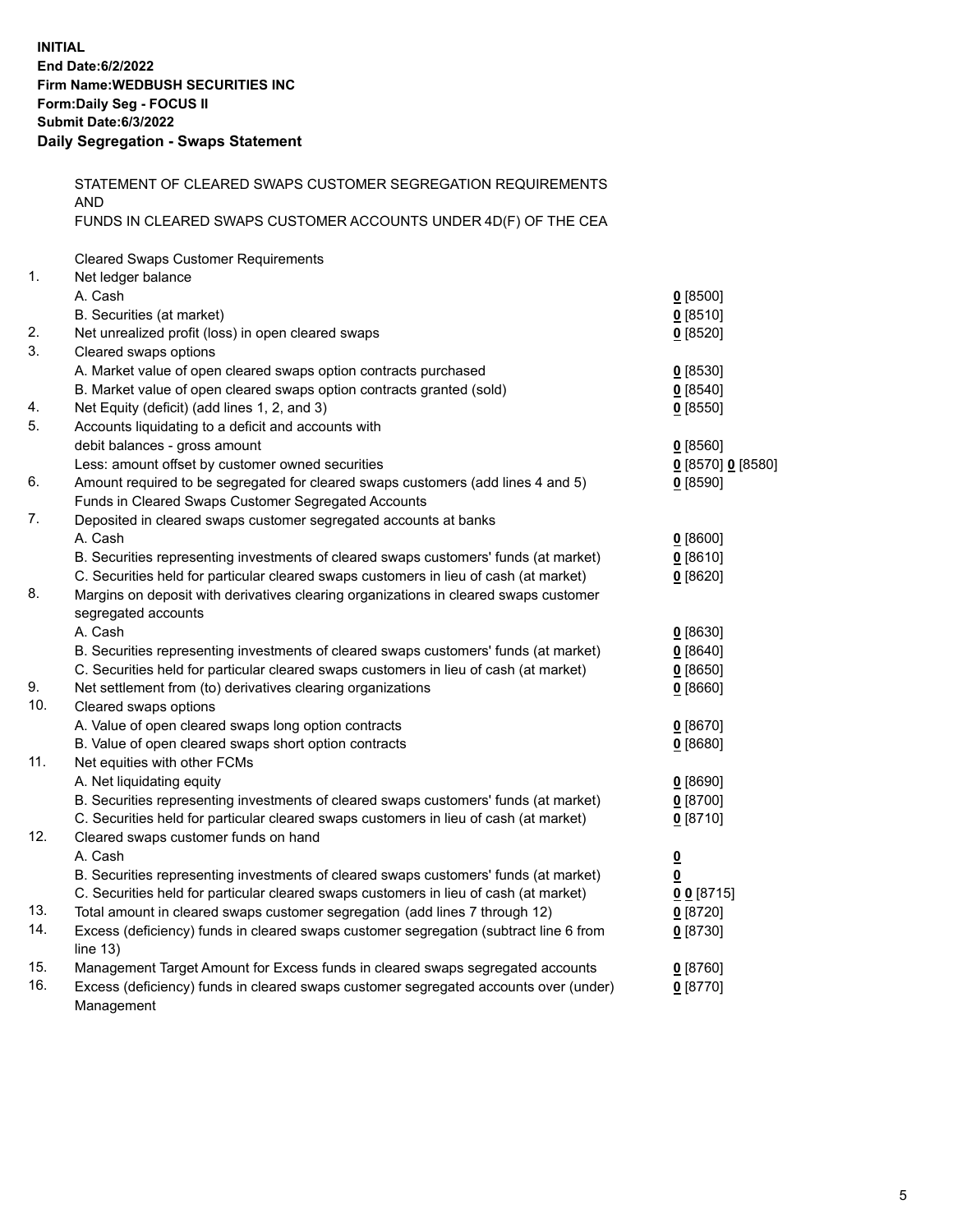**INITIAL**
**End Date:6/2/2022**
**Firm Name:WEDBUSH SECURITIES INC**
**Form:Daily Seg - FOCUS II**
**Submit Date:6/3/2022**
**Daily Segregation - Swaps Statement**

STATEMENT OF CLEARED SWAPS CUSTOMER SEGREGATION REQUIREMENTS AND FUNDS IN CLEARED SWAPS CUSTOMER ACCOUNTS UNDER 4D(F) OF THE CEA

| | | |
|---|---|---|
| | Cleared Swaps Customer Requirements | |
| 1. | Net ledger balance | |
| | A. Cash | 0 [8500] |
| | B. Securities (at market) | 0 [8510] |
| 2. | Net unrealized profit (loss) in open cleared swaps | 0 [8520] |
| 3. | Cleared swaps options | |
| | A. Market value of open cleared swaps option contracts purchased | 0 [8530] |
| | B. Market value of open cleared swaps option contracts granted (sold) | 0 [8540] |
| 4. | Net Equity (deficit) (add lines 1, 2, and 3) | 0 [8550] |
| 5. | Accounts liquidating to a deficit and accounts with debit balances - gross amount | 0 [8560] |
| | Less: amount offset by customer owned securities | 0 [8570] 0 [8580] |
| 6. | Amount required to be segregated for cleared swaps customers (add lines 4 and 5) | 0 [8590] |
| | Funds in Cleared Swaps Customer Segregated Accounts | |
| 7. | Deposited in cleared swaps customer segregated accounts at banks | |
| | A. Cash | 0 [8600] |
| | B. Securities representing investments of cleared swaps customers' funds (at market) | 0 [8610] |
| | C. Securities held for particular cleared swaps customers in lieu of cash (at market) | 0 [8620] |
| 8. | Margins on deposit with derivatives clearing organizations in cleared swaps customer segregated accounts | |
| | A. Cash | 0 [8630] |
| | B. Securities representing investments of cleared swaps customers' funds (at market) | 0 [8640] |
| | C. Securities held for particular cleared swaps customers in lieu of cash (at market) | 0 [8650] |
| 9. | Net settlement from (to) derivatives clearing organizations | 0 [8660] |
| 10. | Cleared swaps options | |
| | A. Value of open cleared swaps long option contracts | 0 [8670] |
| | B. Value of open cleared swaps short option contracts | 0 [8680] |
| 11. | Net equities with other FCMs | |
| | A. Net liquidating equity | 0 [8690] |
| | B. Securities representing investments of cleared swaps customers' funds (at market) | 0 [8700] |
| | C. Securities held for particular cleared swaps customers in lieu of cash (at market) | 0 [8710] |
| 12. | Cleared swaps customer funds on hand | |
| | A. Cash | 0 |
| | B. Securities representing investments of cleared swaps customers' funds (at market) | 0 |
| | C. Securities held for particular cleared swaps customers in lieu of cash (at market) | 0 0 [8715] |
| 13. | Total amount in cleared swaps customer segregation (add lines 7 through 12) | 0 [8720] |
| 14. | Excess (deficiency) funds in cleared swaps customer segregation (subtract line 6 from line 13) | 0 [8730] |
| 15. | Management Target Amount for Excess funds in cleared swaps segregated accounts | 0 [8760] |
| 16. | Excess (deficiency) funds in cleared swaps customer segregated accounts over (under) Management | 0 [8770] |